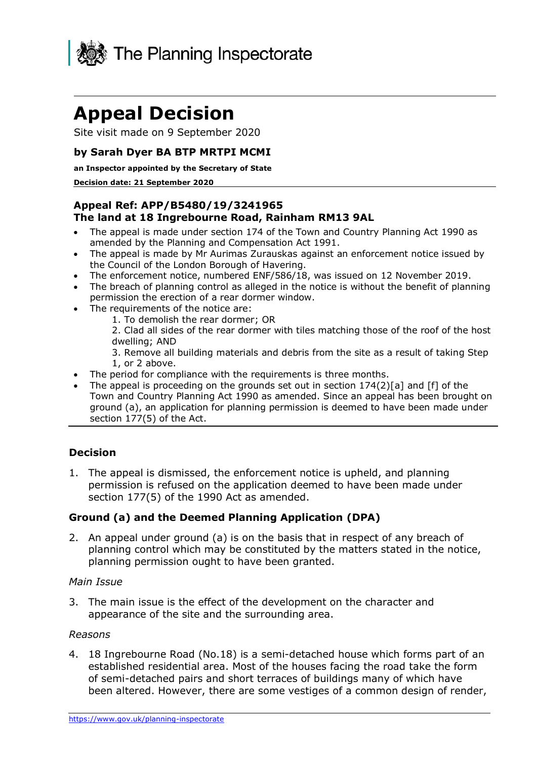The Planning Inspectorate

# Appeal Decision

Site visit made on 9 September 2020

### by Sarah Dyer BA BTP MRTPI MCMI

**an Inspector appointed by the Secretary of State**

**Decision date: 21 September 2020**

### Appeal Ref: APP/B5480/19/3241965
### The land at 18 Ingrebourne Road, Rainham RM13 9AL

- The appeal is made under section 174 of the Town and Country Planning Act 1990 as amended by the Planning and Compensation Act 1991.
- The appeal is made by Mr Aurimas Zurauskas against an enforcement notice issued by the Council of the London Borough of Havering.
- The enforcement notice, numbered ENF/586/18, was issued on 12 November 2019.
- The breach of planning control as alleged in the notice is without the benefit of planning permission the erection of a rear dormer window.
- The requirements of the notice are:
  1. To demolish the rear dormer; OR
  2. Clad all sides of the rear dormer with tiles matching those of the roof of the host dwelling; AND
  3. Remove all building materials and debris from the site as a result of taking Step 1, or 2 above.
- The period for compliance with the requirements is three months.
- The appeal is proceeding on the grounds set out in section 174(2)[a] and [f] of the Town and Country Planning Act 1990 as amended. Since an appeal has been brought on ground (a), an application for planning permission is deemed to have been made under section 177(5) of the Act.

### Decision

1. The appeal is dismissed, the enforcement notice is upheld, and planning permission is refused on the application deemed to have been made under section 177(5) of the 1990 Act as amended.

### Ground (a) and the Deemed Planning Application (DPA)

2. An appeal under ground (a) is on the basis that in respect of any breach of planning control which may be constituted by the matters stated in the notice, planning permission ought to have been granted.

*Main Issue*

3. The main issue is the effect of the development on the character and appearance of the site and the surrounding area.

*Reasons*

4. 18 Ingrebourne Road (No.18) is a semi-detached house which forms part of an established residential area. Most of the houses facing the road take the form of semi-detached pairs and short terraces of buildings many of which have been altered. However, there are some vestiges of a common design of render,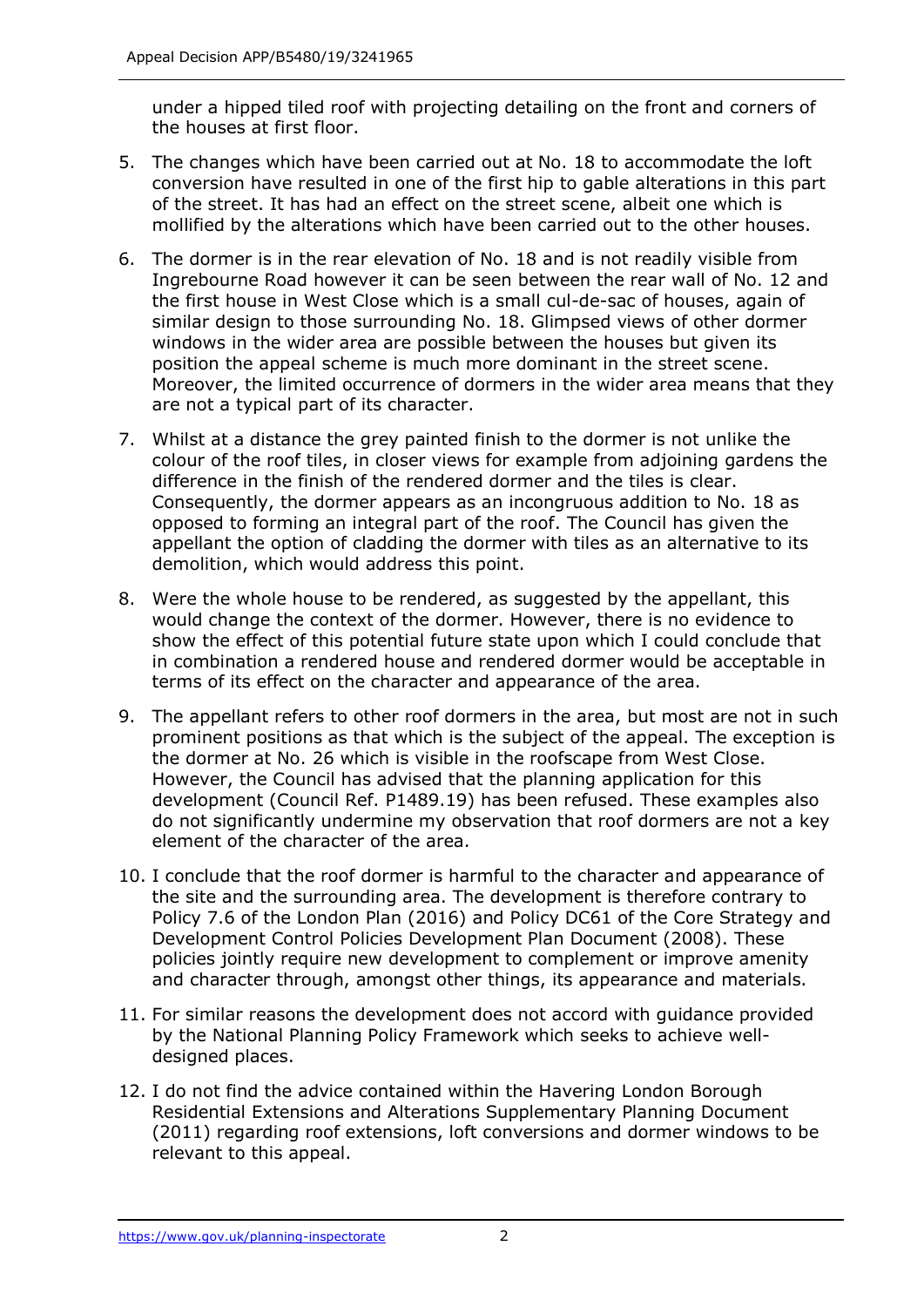under a hipped tiled roof with projecting detailing on the front and corners of the houses at first floor.

5. The changes which have been carried out at No. 18 to accommodate the loft conversion have resulted in one of the first hip to gable alterations in this part of the street. It has had an effect on the street scene, albeit one which is mollified by the alterations which have been carried out to the other houses.

6. The dormer is in the rear elevation of No. 18 and is not readily visible from Ingrebourne Road however it can be seen between the rear wall of No. 12 and the first house in West Close which is a small cul-de-sac of houses, again of similar design to those surrounding No. 18. Glimpsed views of other dormer windows in the wider area are possible between the houses but given its position the appeal scheme is much more dominant in the street scene. Moreover, the limited occurrence of dormers in the wider area means that they are not a typical part of its character.

7. Whilst at a distance the grey painted finish to the dormer is not unlike the colour of the roof tiles, in closer views for example from adjoining gardens the difference in the finish of the rendered dormer and the tiles is clear. Consequently, the dormer appears as an incongruous addition to No. 18 as opposed to forming an integral part of the roof. The Council has given the appellant the option of cladding the dormer with tiles as an alternative to its demolition, which would address this point.

8. Were the whole house to be rendered, as suggested by the appellant, this would change the context of the dormer. However, there is no evidence to show the effect of this potential future state upon which I could conclude that in combination a rendered house and rendered dormer would be acceptable in terms of its effect on the character and appearance of the area.

9. The appellant refers to other roof dormers in the area, but most are not in such prominent positions as that which is the subject of the appeal. The exception is the dormer at No. 26 which is visible in the roofscape from West Close. However, the Council has advised that the planning application for this development (Council Ref. P1489.19) has been refused. These examples also do not significantly undermine my observation that roof dormers are not a key element of the character of the area.

10. I conclude that the roof dormer is harmful to the character and appearance of the site and the surrounding area. The development is therefore contrary to Policy 7.6 of the London Plan (2016) and Policy DC61 of the Core Strategy and Development Control Policies Development Plan Document (2008). These policies jointly require new development to complement or improve amenity and character through, amongst other things, its appearance and materials.

11. For similar reasons the development does not accord with guidance provided by the National Planning Policy Framework which seeks to achieve well-designed places.

12. I do not find the advice contained within the Havering London Borough Residential Extensions and Alterations Supplementary Planning Document (2011) regarding roof extensions, loft conversions and dormer windows to be relevant to this appeal.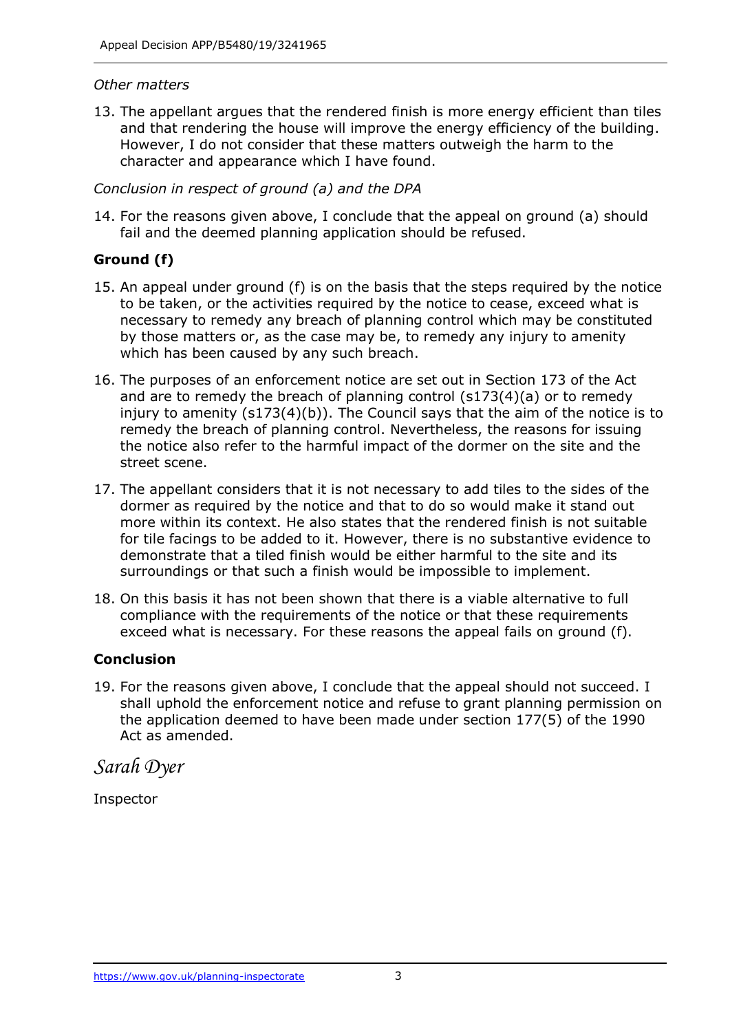*Other matters*

13. The appellant argues that the rendered finish is more energy efficient than tiles and that rendering the house will improve the energy efficiency of the building. However, I do not consider that these matters outweigh the harm to the character and appearance which I have found.

*Conclusion in respect of ground (a) and the DPA*

14. For the reasons given above, I conclude that the appeal on ground (a) should fail and the deemed planning application should be refused.

**Ground (f)**

15. An appeal under ground (f) is on the basis that the steps required by the notice to be taken, or the activities required by the notice to cease, exceed what is necessary to remedy any breach of planning control which may be constituted by those matters or, as the case may be, to remedy any injury to amenity which has been caused by any such breach.

16. The purposes of an enforcement notice are set out in Section 173 of the Act and are to remedy the breach of planning control (s173(4)(a) or to remedy injury to amenity (s173(4)(b)). The Council says that the aim of the notice is to remedy the breach of planning control. Nevertheless, the reasons for issuing the notice also refer to the harmful impact of the dormer on the site and the street scene.

17. The appellant considers that it is not necessary to add tiles to the sides of the dormer as required by the notice and that to do so would make it stand out more within its context. He also states that the rendered finish is not suitable for tile facings to be added to it. However, there is no substantive evidence to demonstrate that a tiled finish would be either harmful to the site and its surroundings or that such a finish would be impossible to implement.

18. On this basis it has not been shown that there is a viable alternative to full compliance with the requirements of the notice or that these requirements exceed what is necessary. For these reasons the appeal fails on ground (f).

**Conclusion**

19. For the reasons given above, I conclude that the appeal should not succeed. I shall uphold the enforcement notice and refuse to grant planning permission on the application deemed to have been made under section 177(5) of the 1990 Act as amended.

*Sarah Dyer*

Inspector